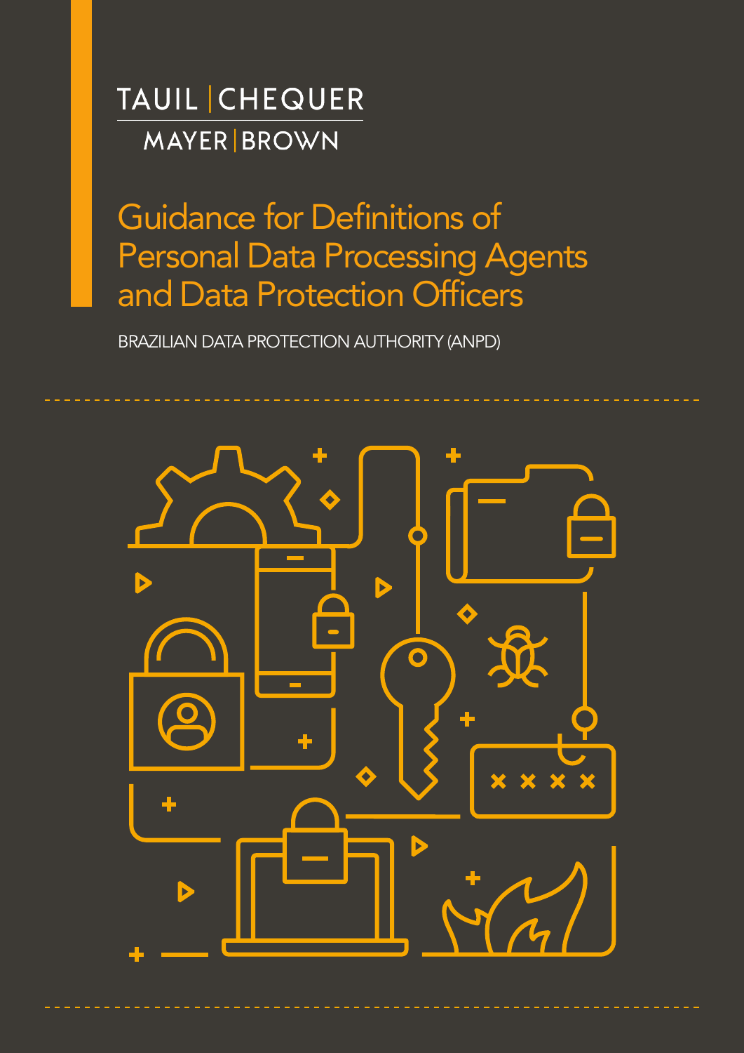TAUIL | CHEQUER
MAYER | BROWN

# Guidance for Definitions of Personal Data Processing Agents and Data Protection Officers

BRAZILIAN DATA PROTECTION AUTHORITY (ANPD)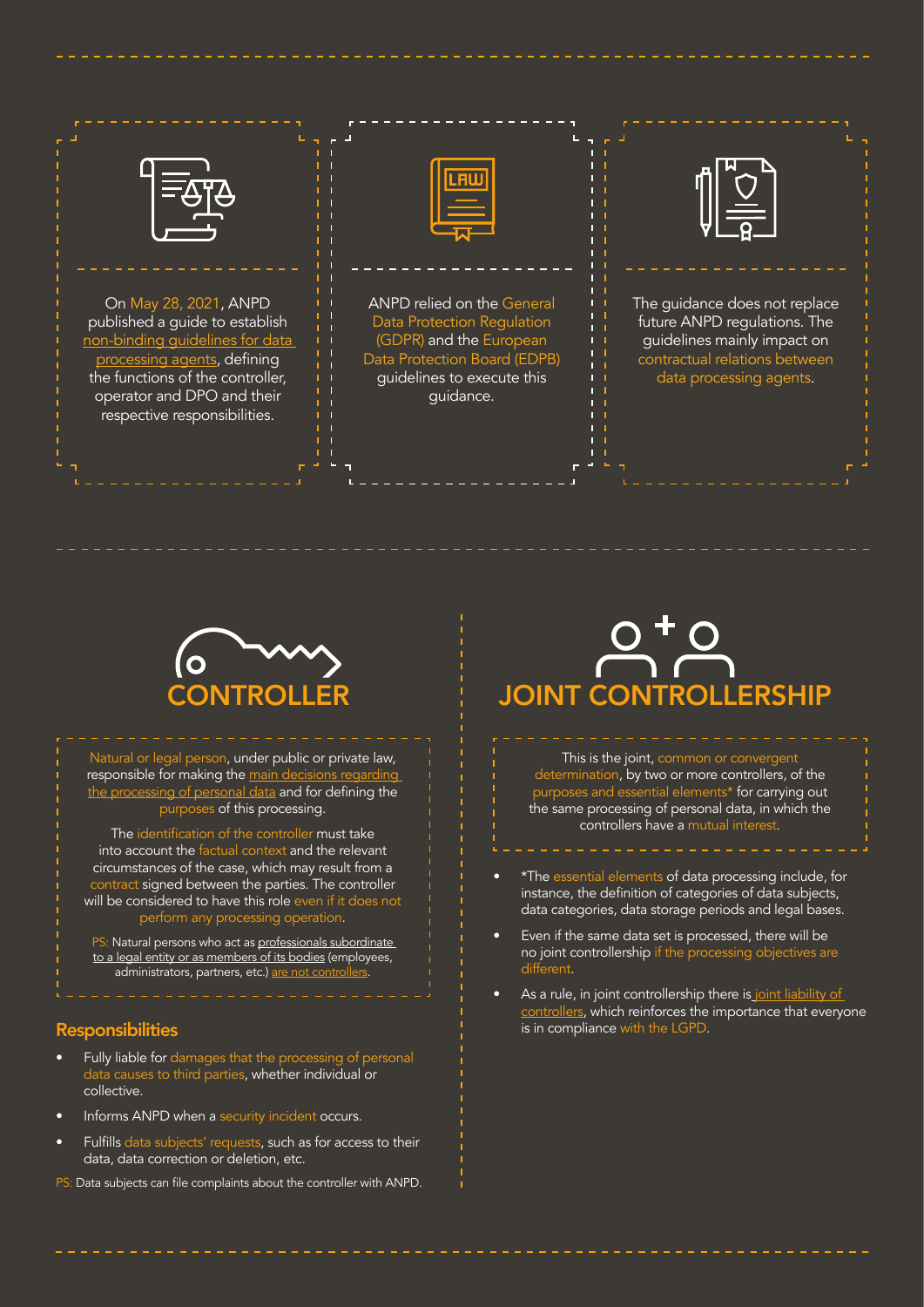On May 28, 2021, ANPD published a guide to establish non-binding guidelines for data processing agents, defining the functions of the controller, operator and DPO and their respective responsibilities.

ANPD relied on the General Data Protection Regulation (GDPR) and the European Data Protection Board (EDPB) guidelines to execute this guidance.

The guidance does not replace future ANPD regulations. The guidelines mainly impact on contractual relations between data processing agents.

## CONTROLLER

Natural or legal person, under public or private law, responsible for making the main decisions regarding the processing of personal data and for defining the purposes of this processing.

The identification of the controller must take into account the factual context and the relevant circumstances of the case, which may result from a contract signed between the parties. The controller will be considered to have this role even if it does not perform any processing operation.

PS: Natural persons who act as professionals subordinate to a legal entity or as members of its bodies (employees, administrators, partners, etc.) are not controllers.

### Responsibilities

- Fully liable for damages that the processing of personal data causes to third parties, whether individual or collective.
- Informs ANPD when a security incident occurs.
- Fulfills data subjects' requests, such as for access to their data, data correction or deletion, etc.

PS: Data subjects can file complaints about the controller with ANPD.

## JOINT CONTROLLERSHIP

This is the joint, common or convergent determination, by two or more controllers, of the purposes and essential elements* for carrying out the same processing of personal data, in which the controllers have a mutual interest.

- *The essential elements of data processing include, for instance, the definition of categories of data subjects, data categories, data storage periods and legal bases.
- Even if the same data set is processed, there will be no joint controllership if the processing objectives are different.
- As a rule, in joint controllership there is joint liability of controllers, which reinforces the importance that everyone is in compliance with the LGPD.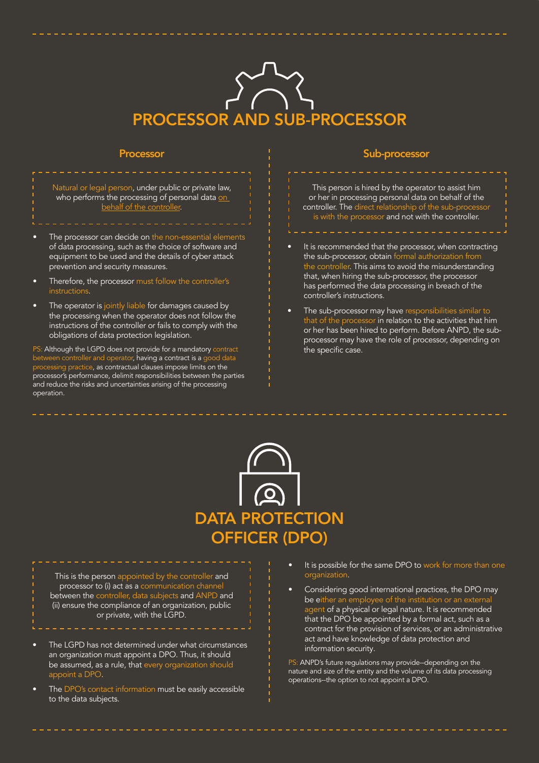# PROCESSOR AND SUB-PROCESSOR

## Processor

Natural or legal person, under public or private law, who performs the processing of personal data on behalf of the controller.

- The processor can decide on the non-essential elements of data processing, such as the choice of software and equipment to be used and the details of cyber attack prevention and security measures.
- Therefore, the processor must follow the controller's instructions.
- The operator is jointly liable for damages caused by the processing when the operator does not follow the instructions of the controller or fails to comply with the obligations of data protection legislation.

PS: Although the LGPD does not provide for a mandatory contract between controller and operator, having a contract is a good data processing practice, as contractual clauses impose limits on the processor's performance, delimit responsibilities between the parties and reduce the risks and uncertainties arising of the processing operation.

## Sub-processor

This person is hired by the operator to assist him or her in processing personal data on behalf of the controller. The direct relationship of the sub-processor is with the processor and not with the controller.

- It is recommended that the processor, when contracting the sub-processor, obtain formal authorization from the controller. This aims to avoid the misunderstanding that, when hiring the sub-processor, the processor has performed the data processing in breach of the controller's instructions.
- The sub-processor may have responsibilities similar to that of the processor in relation to the activities that him or her has been hired to perform. Before ANPD, the sub-processor may have the role of processor, depending on the specific case.

# DATA PROTECTION OFFICER (DPO)

This is the person appointed by the controller and processor to (i) act as a communication channel between the controller, data subjects and ANPD and (ii) ensure the compliance of an organization, public or private, with the LGPD.

- The LGPD has not determined under what circumstances an organization must appoint a DPO. Thus, it should be assumed, as a rule, that every organization should appoint a DPO.
- The DPO's contact information must be easily accessible to the data subjects.
- It is possible for the same DPO to work for more than one organization.
- Considering good international practices, the DPO may be either an employee of the institution or an external agent of a physical or legal nature. It is recommended that the DPO be appointed by a formal act, such as a contract for the provision of services, or an administrative act and have knowledge of data protection and information security.

PS: ANPD's future regulations may provide--depending on the nature and size of the entity and the volume of its data processing operations--the option to not appoint a DPO.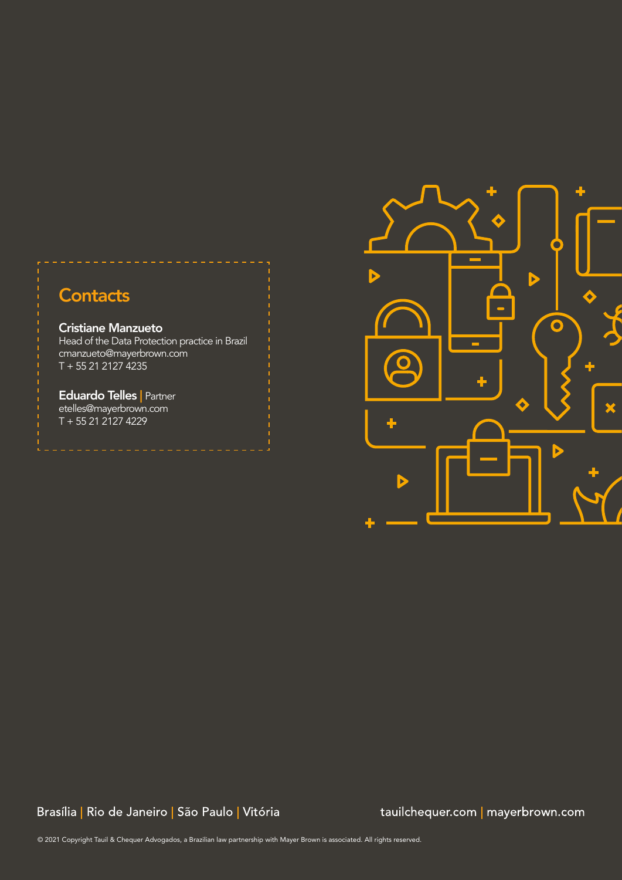## Contacts

**Cristiane Manzueto**
Head of the Data Protection practice in Brazil
cmanzueto@mayerbrown.com
T + 55 21 2127 4235

**Eduardo Telles** | Partner
etelles@mayerbrown.com
T + 55 21 2127 4229

Brasília | Rio de Janeiro | São Paulo | Vitória

tauilchequer.com | mayerbrown.com

© 2021 Copyright Tauil & Chequer Advogados, a Brazilian law partnership with Mayer Brown is associated. All rights reserved.